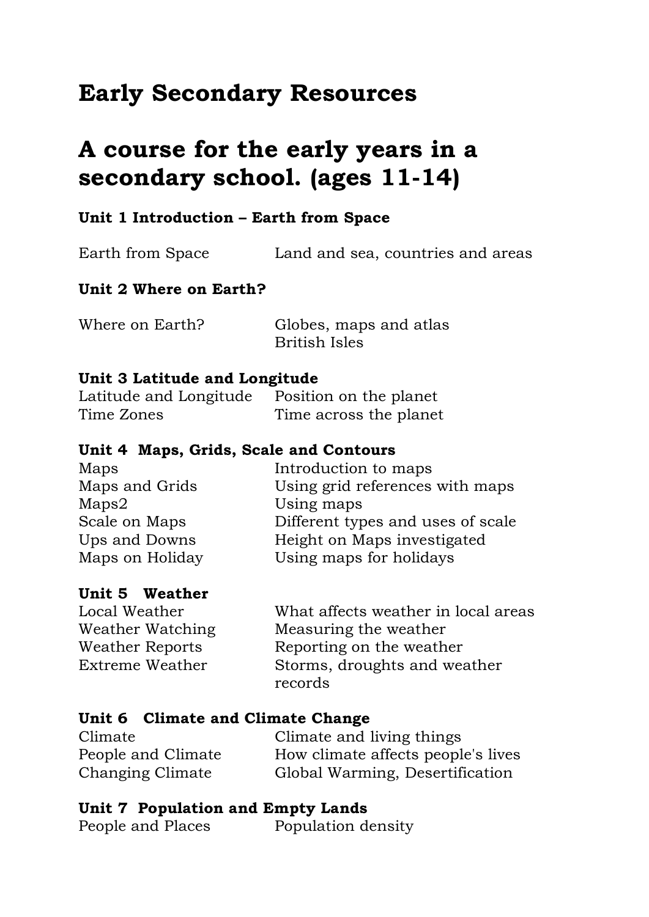# Early Secondary Resources

# A course for the early years in a secondary school. (ages 11-14)

### Unit 1 Introduction – Earth from Space

| | |
|---|---|
| Earth from Space | Land and sea, countries and areas |

### Unit 2 Where on Earth?

| | |
|---|---|
| Where on Earth? | Globes, maps and atlas<br>British Isles |

### Unit 3 Latitude and Longitude

| | |
|---|---|
| Latitude and Longitude | Position on the planet |
| Time Zones | Time across the planet |

### Unit 4 Maps, Grids, Scale and Contours

| | |
|---|---|
| Maps | Introduction to maps |
| Maps and Grids | Using grid references with maps |
| Maps2 | Using maps |
| Scale on Maps | Different types and uses of scale |
| Ups and Downs | Height on Maps investigated |
| Maps on Holiday | Using maps for holidays |

### Unit 5 Weather

| | |
|---|---|
| Local Weather | What affects weather in local areas |
| Weather Watching | Measuring the weather |
| Weather Reports | Reporting on the weather |
| Extreme Weather | Storms, droughts and weather records |

### Unit 6 Climate and Climate Change

| | |
|---|---|
| Climate | Climate and living things |
| People and Climate | How climate affects people's lives |
| Changing Climate | Global Warming, Desertification |

### Unit 7 Population and Empty Lands

| | |
|---|---|
| People and Places | Population density |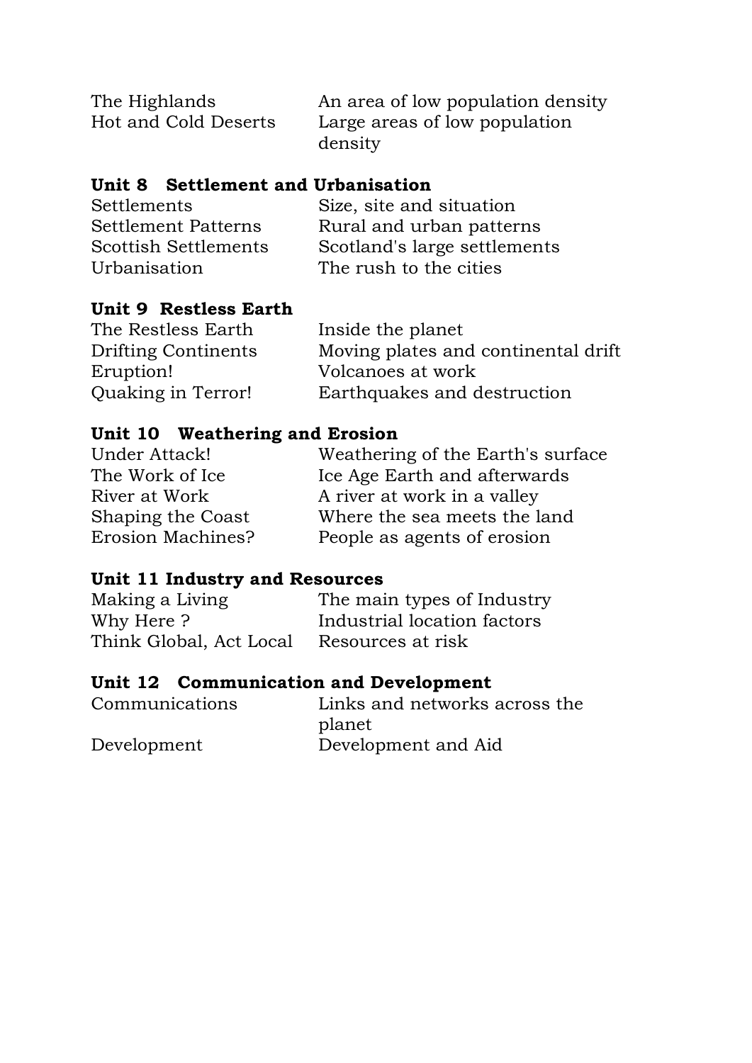| | |
|---|---|
| The Highlands | An area of low population density |
| Hot and Cold Deserts | Large areas of low population density |

**Unit 8 Settlement and Urbanisation**

| | |
|---|---|
| Settlements | Size, site and situation |
| Settlement Patterns | Rural and urban patterns |
| Scottish Settlements | Scotland's large settlements |
| Urbanisation | The rush to the cities |

**Unit 9 Restless Earth**

| | |
|---|---|
| The Restless Earth | Inside the planet |
| Drifting Continents | Moving plates and continental drift |
| Eruption! | Volcanoes at work |
| Quaking in Terror! | Earthquakes and destruction |

**Unit 10 Weathering and Erosion**

| | |
|---|---|
| Under Attack! | Weathering of the Earth's surface |
| The Work of Ice | Ice Age Earth and afterwards |
| River at Work | A river at work in a valley |
| Shaping the Coast | Where the sea meets the land |
| Erosion Machines? | People as agents of erosion |

**Unit 11 Industry and Resources**

| | |
|---|---|
| Making a Living | The main types of Industry |
| Why Here ? | Industrial location factors |
| Think Global, Act Local | Resources at risk |

**Unit 12 Communication and Development**

| | |
|---|---|
| Communications | Links and networks across the planet |
| Development | Development and Aid |